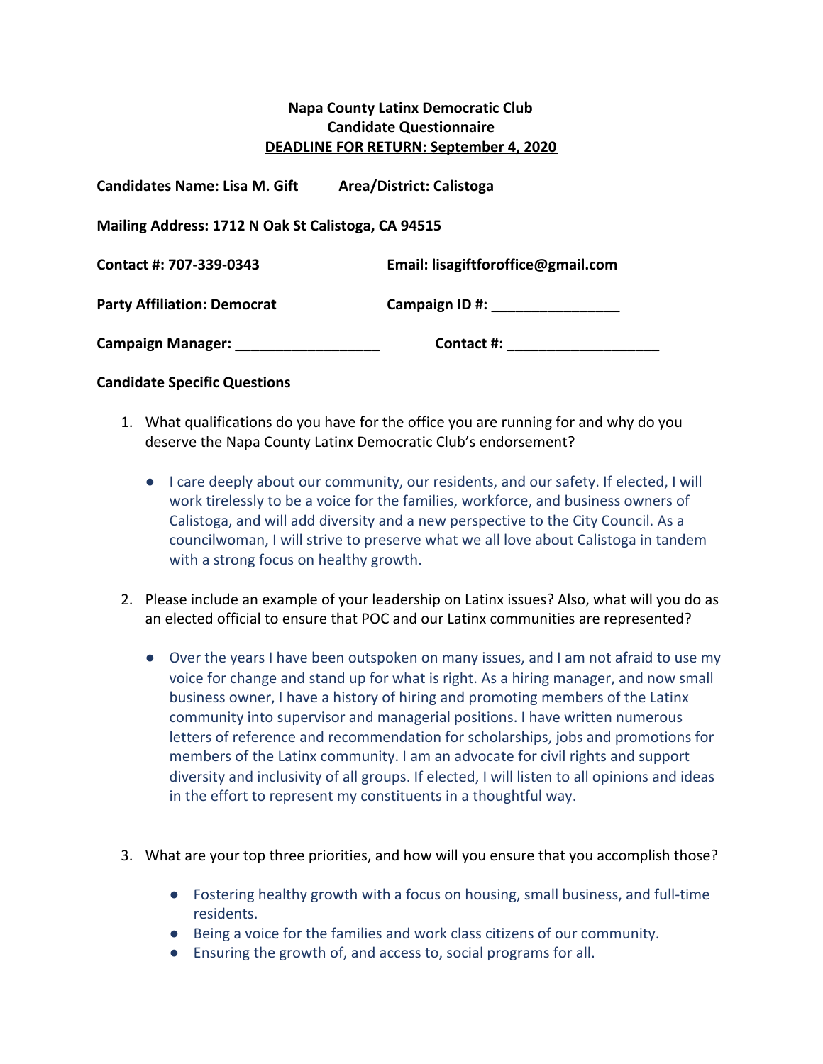**Napa County Latinx Democratic Club**
**Candidate Questionnaire**
**DEADLINE FOR RETURN: September 4, 2020**

**Candidates Name: Lisa M. Gift** **Area/District: Calistoga**

**Mailing Address: 1712 N Oak St Calistoga, CA 94515**

**Contact #: 707-339-0343** **Email: lisagiftforoffice@gmail.com**

**Party Affiliation: Democrat** **Campaign ID #: ________________**

**Campaign Manager: __________________** **Contact #: ___________________**

**Candidate Specific Questions**

1. What qualifications do you have for the office you are running for and why do you deserve the Napa County Latinx Democratic Club's endorsement?

    - I care deeply about our community, our residents, and our safety. If elected, I will work tirelessly to be a voice for the families, workforce, and business owners of Calistoga, and will add diversity and a new perspective to the City Council. As a councilwoman, I will strive to preserve what we all love about Calistoga in tandem with a strong focus on healthy growth.

2. Please include an example of your leadership on Latinx issues? Also, what will you do as an elected official to ensure that POC and our Latinx communities are represented?

    - Over the years I have been outspoken on many issues, and I am not afraid to use my voice for change and stand up for what is right. As a hiring manager, and now small business owner, I have a history of hiring and promoting members of the Latinx community into supervisor and managerial positions. I have written numerous letters of reference and recommendation for scholarships, jobs and promotions for members of the Latinx community. I am an advocate for civil rights and support diversity and inclusivity of all groups. If elected, I will listen to all opinions and ideas in the effort to represent my constituents in a thoughtful way.

3. What are your top three priorities, and how will you ensure that you accomplish those?

    - Fostering healthy growth with a focus on housing, small business, and full-time residents.
    - Being a voice for the families and work class citizens of our community.
    - Ensuring the growth of, and access to, social programs for all.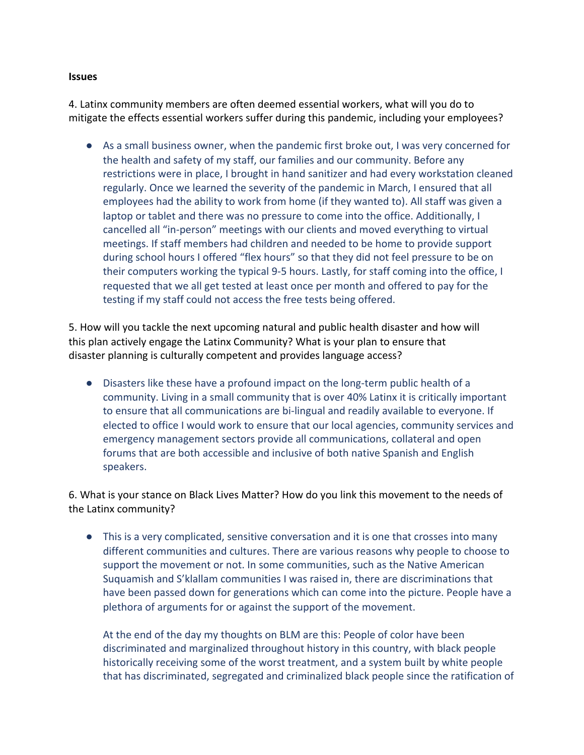**Issues**

4. Latinx community members are often deemed essential workers, what will you do to mitigate the effects essential workers suffer during this pandemic, including your employees?

- As a small business owner, when the pandemic first broke out, I was very concerned for the health and safety of my staff, our families and our community. Before any restrictions were in place, I brought in hand sanitizer and had every workstation cleaned regularly. Once we learned the severity of the pandemic in March, I ensured that all employees had the ability to work from home (if they wanted to). All staff was given a laptop or tablet and there was no pressure to come into the office. Additionally, I cancelled all "in-person" meetings with our clients and moved everything to virtual meetings. If staff members had children and needed to be home to provide support during school hours I offered "flex hours" so that they did not feel pressure to be on their computers working the typical 9-5 hours. Lastly, for staff coming into the office, I requested that we all get tested at least once per month and offered to pay for the testing if my staff could not access the free tests being offered.

5. How will you tackle the next upcoming natural and public health disaster and how will this plan actively engage the Latinx Community? What is your plan to ensure that disaster planning is culturally competent and provides language access?

- Disasters like these have a profound impact on the long-term public health of a community. Living in a small community that is over 40% Latinx it is critically important to ensure that all communications are bi-lingual and readily available to everyone. If elected to office I would work to ensure that our local agencies, community services and emergency management sectors provide all communications, collateral and open forums that are both accessible and inclusive of both native Spanish and English speakers.

6. What is your stance on Black Lives Matter? How do you link this movement to the needs of the Latinx community?

- This is a very complicated, sensitive conversation and it is one that crosses into many different communities and cultures. There are various reasons why people to choose to support the movement or not. In some communities, such as the Native American Suquamish and S'klallam communities I was raised in, there are discriminations that have been passed down for generations which can come into the picture. People have a plethora of arguments for or against the support of the movement.

  At the end of the day my thoughts on BLM are this: People of color have been discriminated and marginalized throughout history in this country, with black people historically receiving some of the worst treatment, and a system built by white people that has discriminated, segregated and criminalized black people since the ratification of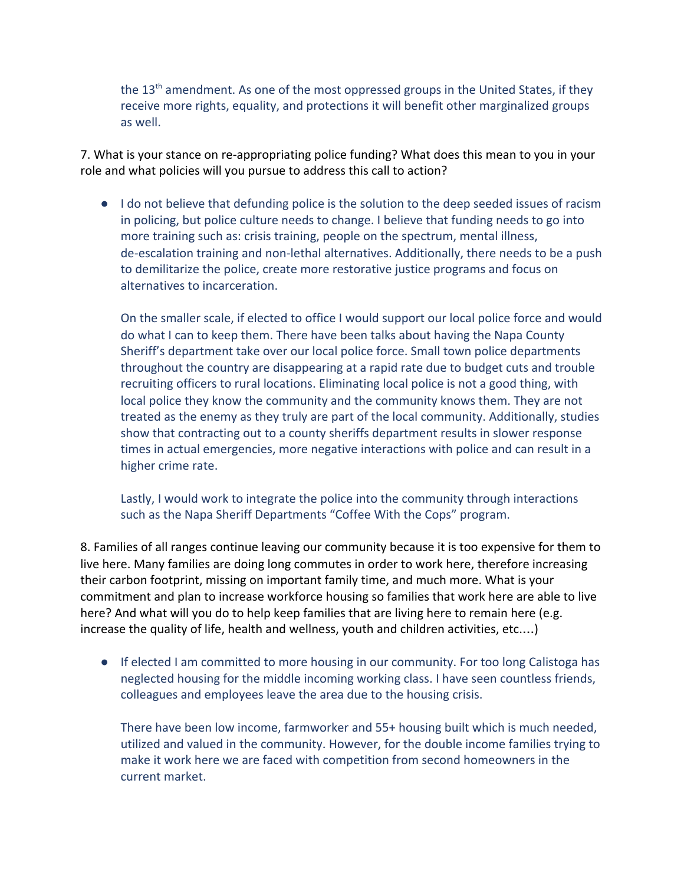the 13th amendment. As one of the most oppressed groups in the United States, if they receive more rights, equality, and protections it will benefit other marginalized groups as well.

7. What is your stance on re-appropriating police funding? What does this mean to you in your role and what policies will you pursue to address this call to action?

- I do not believe that defunding police is the solution to the deep seeded issues of racism in policing, but police culture needs to change. I believe that funding needs to go into more training such as: crisis training, people on the spectrum, mental illness, de-escalation training and non-lethal alternatives. Additionally, there needs to be a push to demilitarize the police, create more restorative justice programs and focus on alternatives to incarceration.

  On the smaller scale, if elected to office I would support our local police force and would do what I can to keep them. There have been talks about having the Napa County Sheriff's department take over our local police force. Small town police departments throughout the country are disappearing at a rapid rate due to budget cuts and trouble recruiting officers to rural locations. Eliminating local police is not a good thing, with local police they know the community and the community knows them. They are not treated as the enemy as they truly are part of the local community. Additionally, studies show that contracting out to a county sheriffs department results in slower response times in actual emergencies, more negative interactions with police and can result in a higher crime rate.

  Lastly, I would work to integrate the police into the community through interactions such as the Napa Sheriff Departments "Coffee With the Cops" program.

8. Families of all ranges continue leaving our community because it is too expensive for them to live here. Many families are doing long commutes in order to work here, therefore increasing their carbon footprint, missing on important family time, and much more. What is your commitment and plan to increase workforce housing so families that work here are able to live here? And what will you do to help keep families that are living here to remain here (e.g. increase the quality of life, health and wellness, youth and children activities, etc.…)

- If elected I am committed to more housing in our community. For too long Calistoga has neglected housing for the middle incoming working class. I have seen countless friends, colleagues and employees leave the area due to the housing crisis.

  There have been low income, farmworker and 55+ housing built which is much needed, utilized and valued in the community. However, for the double income families trying to make it work here we are faced with competition from second homeowners in the current market.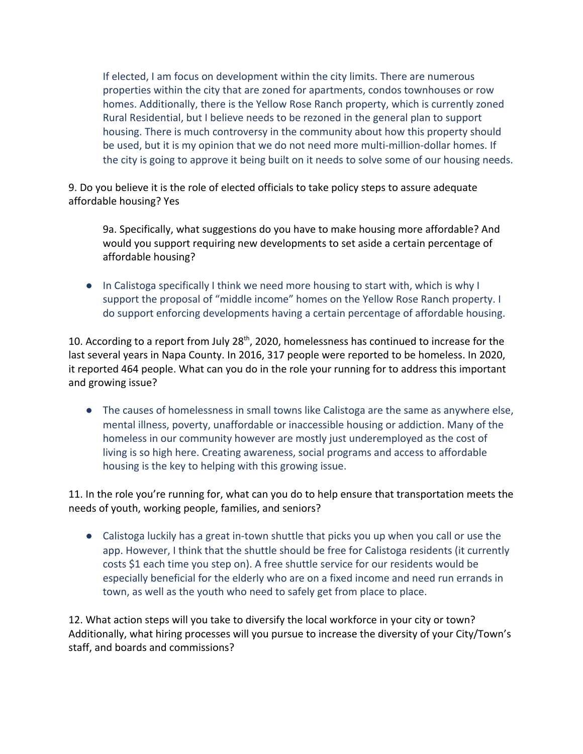If elected, I am focus on development within the city limits. There are numerous properties within the city that are zoned for apartments, condos townhouses or row homes. Additionally, there is the Yellow Rose Ranch property, which is currently zoned Rural Residential, but I believe needs to be rezoned in the general plan to support housing. There is much controversy in the community about how this property should be used, but it is my opinion that we do not need more multi-million-dollar homes. If the city is going to approve it being built on it needs to solve some of our housing needs.

9. Do you believe it is the role of elected officials to take policy steps to assure adequate affordable housing? Yes

9a. Specifically, what suggestions do you have to make housing more affordable? And would you support requiring new developments to set aside a certain percentage of affordable housing?

- In Calistoga specifically I think we need more housing to start with, which is why I support the proposal of "middle income" homes on the Yellow Rose Ranch property. I do support enforcing developments having a certain percentage of affordable housing.

10. According to a report from July 28th, 2020, homelessness has continued to increase for the last several years in Napa County. In 2016, 317 people were reported to be homeless. In 2020, it reported 464 people. What can you do in the role your running for to address this important and growing issue?

- The causes of homelessness in small towns like Calistoga are the same as anywhere else, mental illness, poverty, unaffordable or inaccessible housing or addiction. Many of the homeless in our community however are mostly just underemployed as the cost of living is so high here. Creating awareness, social programs and access to affordable housing is the key to helping with this growing issue.

11. In the role you're running for, what can you do to help ensure that transportation meets the needs of youth, working people, families, and seniors?

- Calistoga luckily has a great in-town shuttle that picks you up when you call or use the app. However, I think that the shuttle should be free for Calistoga residents (it currently costs $1 each time you step on). A free shuttle service for our residents would be especially beneficial for the elderly who are on a fixed income and need run errands in town, as well as the youth who need to safely get from place to place.

12. What action steps will you take to diversify the local workforce in your city or town? Additionally, what hiring processes will you pursue to increase the diversity of your City/Town's staff, and boards and commissions?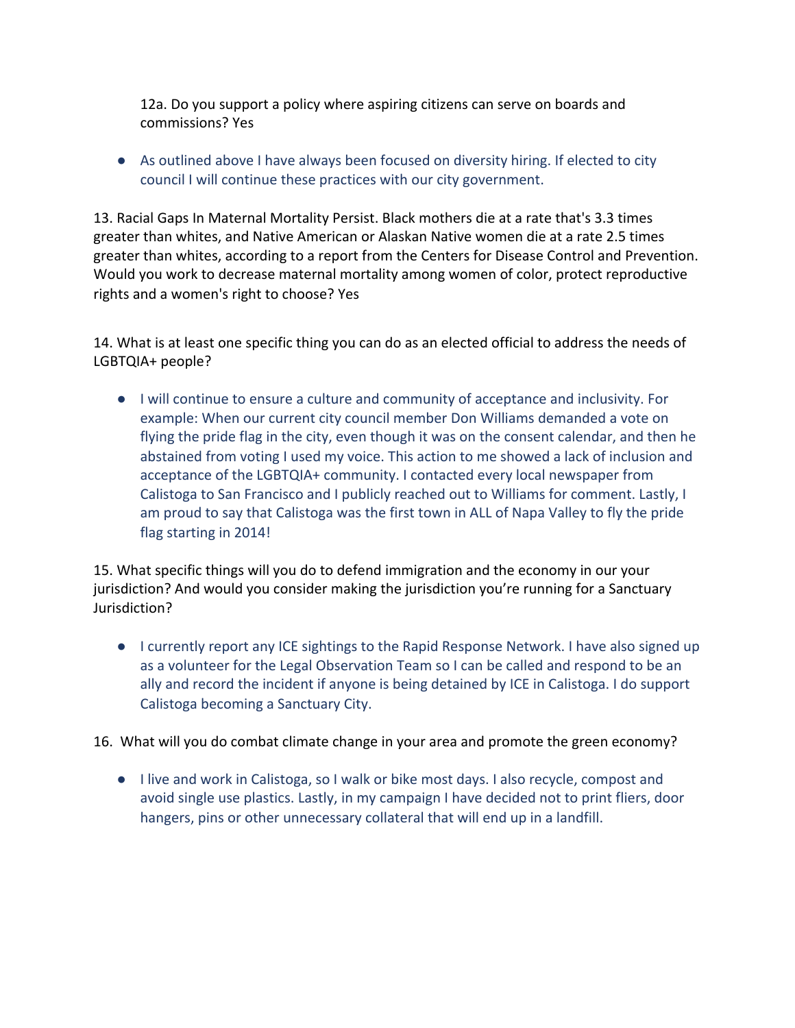12a. Do you support a policy where aspiring citizens can serve on boards and commissions? Yes

- As outlined above I have always been focused on diversity hiring. If elected to city council I will continue these practices with our city government.

13. Racial Gaps In Maternal Mortality Persist. Black mothers die at a rate that's 3.3 times greater than whites, and Native American or Alaskan Native women die at a rate 2.5 times greater than whites, according to a report from the Centers for Disease Control and Prevention. Would you work to decrease maternal mortality among women of color, protect reproductive rights and a women's right to choose? Yes

14. What is at least one specific thing you can do as an elected official to address the needs of LGBTQIA+ people?

- I will continue to ensure a culture and community of acceptance and inclusivity. For example: When our current city council member Don Williams demanded a vote on flying the pride flag in the city, even though it was on the consent calendar, and then he abstained from voting I used my voice. This action to me showed a lack of inclusion and acceptance of the LGBTQIA+ community. I contacted every local newspaper from Calistoga to San Francisco and I publicly reached out to Williams for comment. Lastly, I am proud to say that Calistoga was the first town in ALL of Napa Valley to fly the pride flag starting in 2014!

15. What specific things will you do to defend immigration and the economy in our your jurisdiction? And would you consider making the jurisdiction you're running for a Sanctuary Jurisdiction?

- I currently report any ICE sightings to the Rapid Response Network. I have also signed up as a volunteer for the Legal Observation Team so I can be called and respond to be an ally and record the incident if anyone is being detained by ICE in Calistoga. I do support Calistoga becoming a Sanctuary City.

16. What will you do combat climate change in your area and promote the green economy?

- I live and work in Calistoga, so I walk or bike most days. I also recycle, compost and avoid single use plastics. Lastly, in my campaign I have decided not to print fliers, door hangers, pins or other unnecessary collateral that will end up in a landfill.